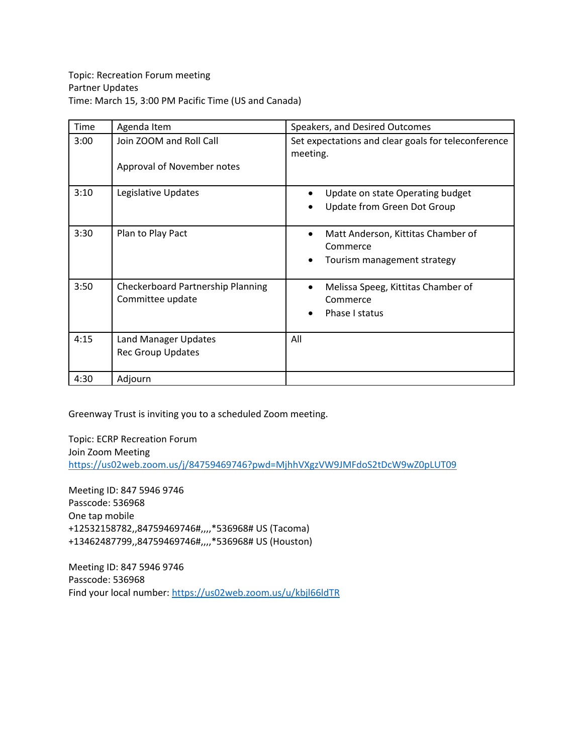Topic: Recreation Forum meeting
Partner Updates
Time: March 15, 3:00 PM Pacific Time (US and Canada)

| Time | Agenda Item | Speakers, and Desired Outcomes |
| --- | --- | --- |
| 3:00 | Join ZOOM and Roll Call<br><br>Approval of November notes | Set expectations and clear goals for teleconference meeting. |
| 3:10 | Legislative Updates | • Update on state Operating budget<br>• Update from Green Dot Group |
| 3:30 | Plan to Play Pact | • Matt Anderson, Kittitas Chamber of Commerce<br>• Tourism management strategy |
| 3:50 | Checkerboard Partnership Planning Committee update | • Melissa Speeg, Kittitas Chamber of Commerce<br>• Phase I status |
| 4:15 | Land Manager Updates<br>Rec Group Updates | All |
| 4:30 | Adjourn | |

Greenway Trust is inviting you to a scheduled Zoom meeting.

Topic: ECRP Recreation Forum
Join Zoom Meeting
https://us02web.zoom.us/j/84759469746?pwd=MjhhVXgzVW9JMFdoS2tDcW9wZ0pLUT09

Meeting ID: 847 5946 9746
Passcode: 536968
One tap mobile
+12532158782,,84759469746#,,,,*536968# US (Tacoma)
+13462487799,,84759469746#,,,,*536968# US (Houston)

Meeting ID: 847 5946 9746
Passcode: 536968
Find your local number: https://us02web.zoom.us/u/kbjl66ldTR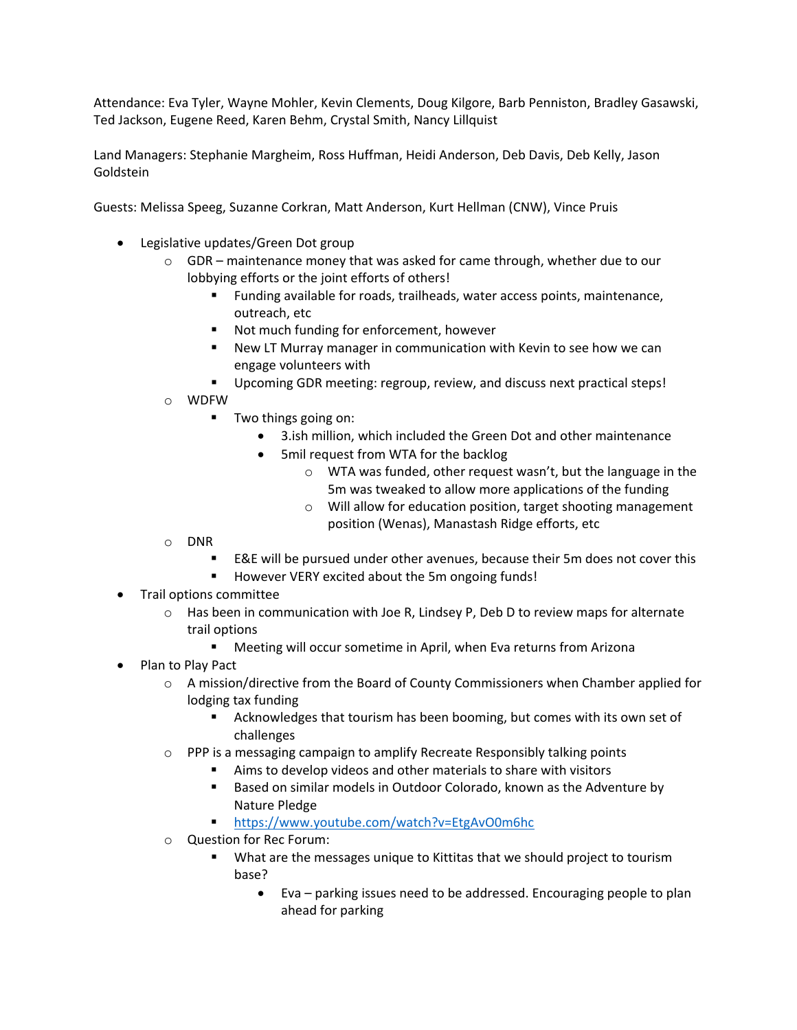Attendance: Eva Tyler, Wayne Mohler, Kevin Clements, Doug Kilgore, Barb Penniston, Bradley Gasawski, Ted Jackson, Eugene Reed, Karen Behm, Crystal Smith, Nancy Lillquist

Land Managers: Stephanie Margheim, Ross Huffman, Heidi Anderson, Deb Davis, Deb Kelly, Jason Goldstein

Guests: Melissa Speeg, Suzanne Corkran, Matt Anderson, Kurt Hellman (CNW), Vince Pruis

- Legislative updates/Green Dot group
  - GDR – maintenance money that was asked for came through, whether due to our lobbying efforts or the joint efforts of others!
    - Funding available for roads, trailheads, water access points, maintenance, outreach, etc
    - Not much funding for enforcement, however
    - New LT Murray manager in communication with Kevin to see how we can engage volunteers with
    - Upcoming GDR meeting: regroup, review, and discuss next practical steps!
  - WDFW
    - Two things going on:
      - 3.ish million, which included the Green Dot and other maintenance
      - 5mil request from WTA for the backlog
        - WTA was funded, other request wasn't, but the language in the 5m was tweaked to allow more applications of the funding
        - Will allow for education position, target shooting management position (Wenas), Manastash Ridge efforts, etc
  - DNR
    - E&E will be pursued under other avenues, because their 5m does not cover this
    - However VERY excited about the 5m ongoing funds!
- Trail options committee
  - Has been in communication with Joe R, Lindsey P, Deb D to review maps for alternate trail options
    - Meeting will occur sometime in April, when Eva returns from Arizona
- Plan to Play Pact
  - A mission/directive from the Board of County Commissioners when Chamber applied for lodging tax funding
    - Acknowledges that tourism has been booming, but comes with its own set of challenges
  - PPP is a messaging campaign to amplify Recreate Responsibly talking points
    - Aims to develop videos and other materials to share with visitors
    - Based on similar models in Outdoor Colorado, known as the Adventure by Nature Pledge
    - https://www.youtube.com/watch?v=EtgAvO0m6hc
  - Question for Rec Forum:
    - What are the messages unique to Kittitas that we should project to tourism base?
      - Eva – parking issues need to be addressed. Encouraging people to plan ahead for parking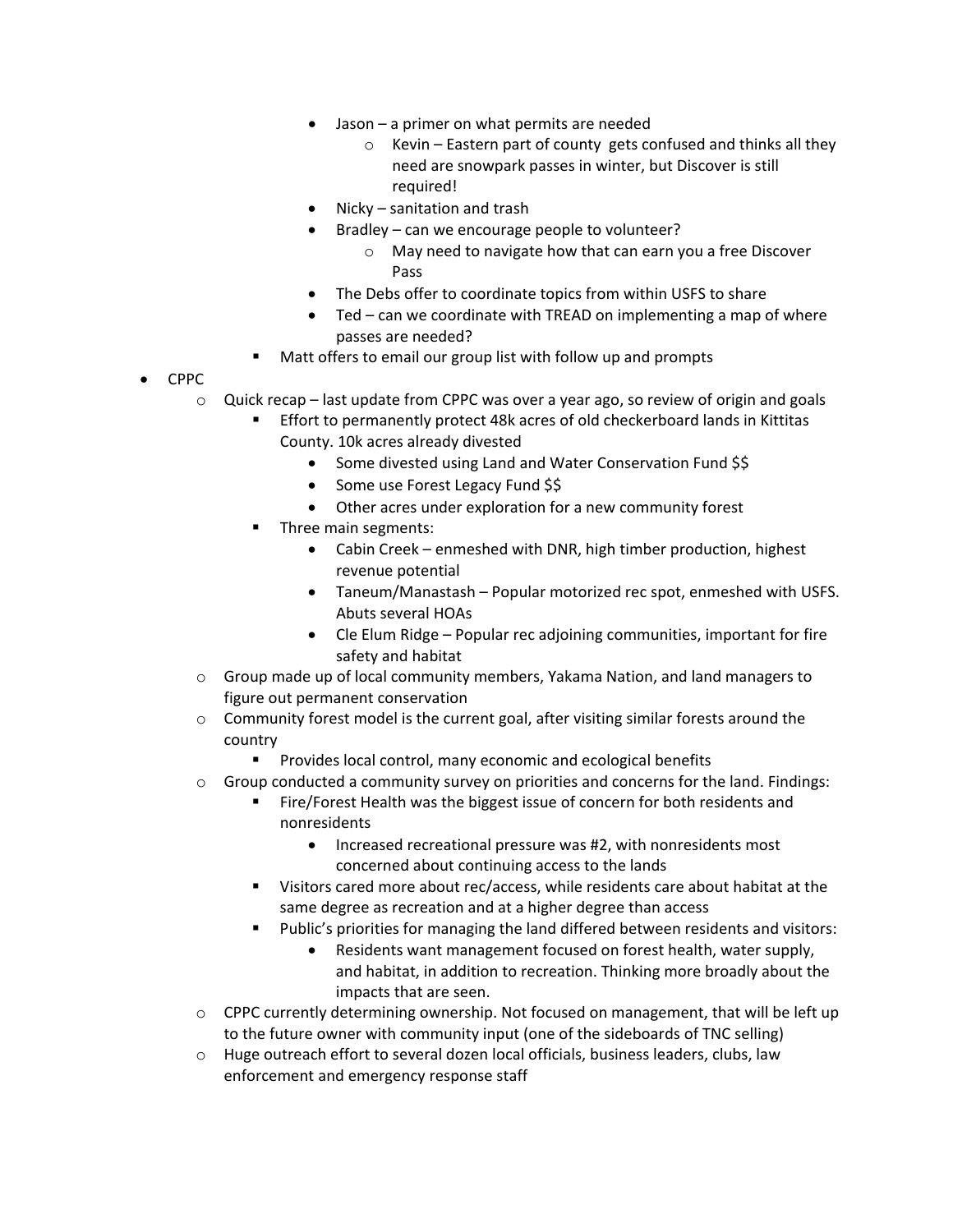- Jason – a primer on what permits are needed
                - Kevin – Eastern part of county gets confused and thinks all they need are snowpark passes in winter, but Discover is still required!
            - Nicky – sanitation and trash
            - Bradley – can we encourage people to volunteer?
                - May need to navigate how that can earn you a free Discover Pass
            - The Debs offer to coordinate topics from within USFS to share
            - Ted – can we coordinate with TREAD on implementing a map of where passes are needed?
        - Matt offers to email our group list with follow up and prompts
- CPPC
    - Quick recap – last update from CPPC was over a year ago, so review of origin and goals
        - Effort to permanently protect 48k acres of old checkerboard lands in Kittitas County. 10k acres already divested
            - Some divested using Land and Water Conservation Fund $$
            - Some use Forest Legacy Fund $$
            - Other acres under exploration for a new community forest
        - Three main segments:
            - Cabin Creek – enmeshed with DNR, high timber production, highest revenue potential
            - Taneum/Manastash – Popular motorized rec spot, enmeshed with USFS. Abuts several HOAs
            - Cle Elum Ridge – Popular rec adjoining communities, important for fire safety and habitat
    - Group made up of local community members, Yakama Nation, and land managers to figure out permanent conservation
    - Community forest model is the current goal, after visiting similar forests around the country
        - Provides local control, many economic and ecological benefits
    - Group conducted a community survey on priorities and concerns for the land. Findings:
        - Fire/Forest Health was the biggest issue of concern for both residents and nonresidents
            - Increased recreational pressure was #2, with nonresidents most concerned about continuing access to the lands
        - Visitors cared more about rec/access, while residents care about habitat at the same degree as recreation and at a higher degree than access
        - Public's priorities for managing the land differed between residents and visitors:
            - Residents want management focused on forest health, water supply, and habitat, in addition to recreation. Thinking more broadly about the impacts that are seen.
    - CPPC currently determining ownership. Not focused on management, that will be left up to the future owner with community input (one of the sideboards of TNC selling)
    - Huge outreach effort to several dozen local officials, business leaders, clubs, law enforcement and emergency response staff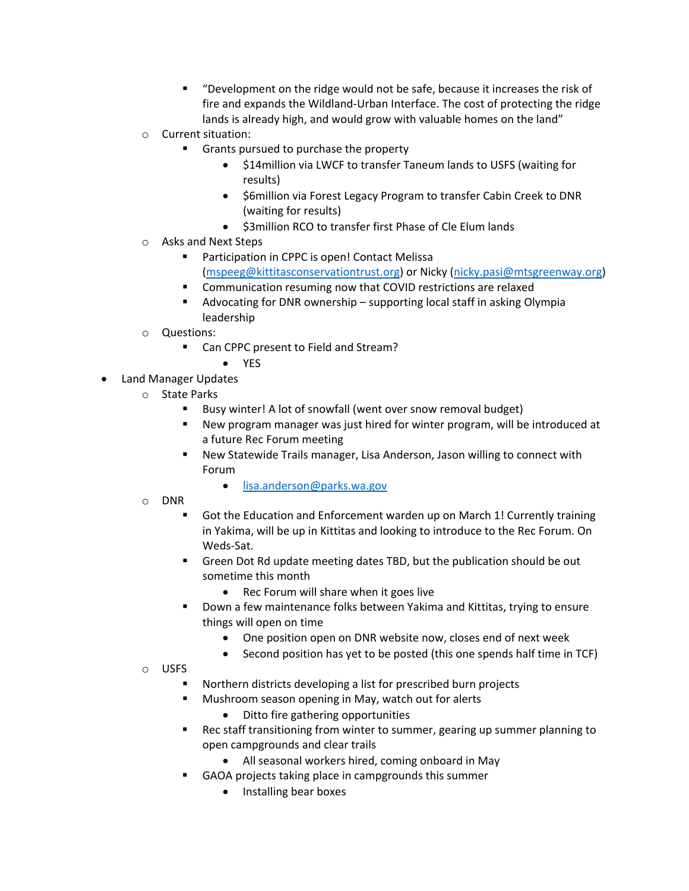- "Development on the ridge would not be safe, because it increases the risk of fire and expands the Wildland-Urban Interface. The cost of protecting the ridge lands is already high, and would grow with valuable homes on the land"
    - Current situation:
        - Grants pursued to purchase the property
            - $14million via LWCF to transfer Taneum lands to USFS (waiting for results)
            - $6million via Forest Legacy Program to transfer Cabin Creek to DNR (waiting for results)
            - $3million RCO to transfer first Phase of Cle Elum lands
    - Asks and Next Steps
        - Participation in CPPC is open! Contact Melissa (mspeeg@kittitasconservationtrust.org) or Nicky (nicky.pasi@mtsgreenway.org)
        - Communication resuming now that COVID restrictions are relaxed
        - Advocating for DNR ownership – supporting local staff in asking Olympia leadership
    - Questions:
        - Can CPPC present to Field and Stream?
            - YES
- Land Manager Updates
    - State Parks
        - Busy winter! A lot of snowfall (went over snow removal budget)
        - New program manager was just hired for winter program, will be introduced at a future Rec Forum meeting
        - New Statewide Trails manager, Lisa Anderson, Jason willing to connect with Forum
            - lisa.anderson@parks.wa.gov
    - DNR
        - Got the Education and Enforcement warden up on March 1! Currently training in Yakima, will be up in Kittitas and looking to introduce to the Rec Forum. On Weds-Sat.
        - Green Dot Rd update meeting dates TBD, but the publication should be out sometime this month
            - Rec Forum will share when it goes live
        - Down a few maintenance folks between Yakima and Kittitas, trying to ensure things will open on time
            - One position open on DNR website now, closes end of next week
            - Second position has yet to be posted (this one spends half time in TCF)
    - USFS
        - Northern districts developing a list for prescribed burn projects
        - Mushroom season opening in May, watch out for alerts
            - Ditto fire gathering opportunities
        - Rec staff transitioning from winter to summer, gearing up summer planning to open campgrounds and clear trails
            - All seasonal workers hired, coming onboard in May
        - GAOA projects taking place in campgrounds this summer
            - Installing bear boxes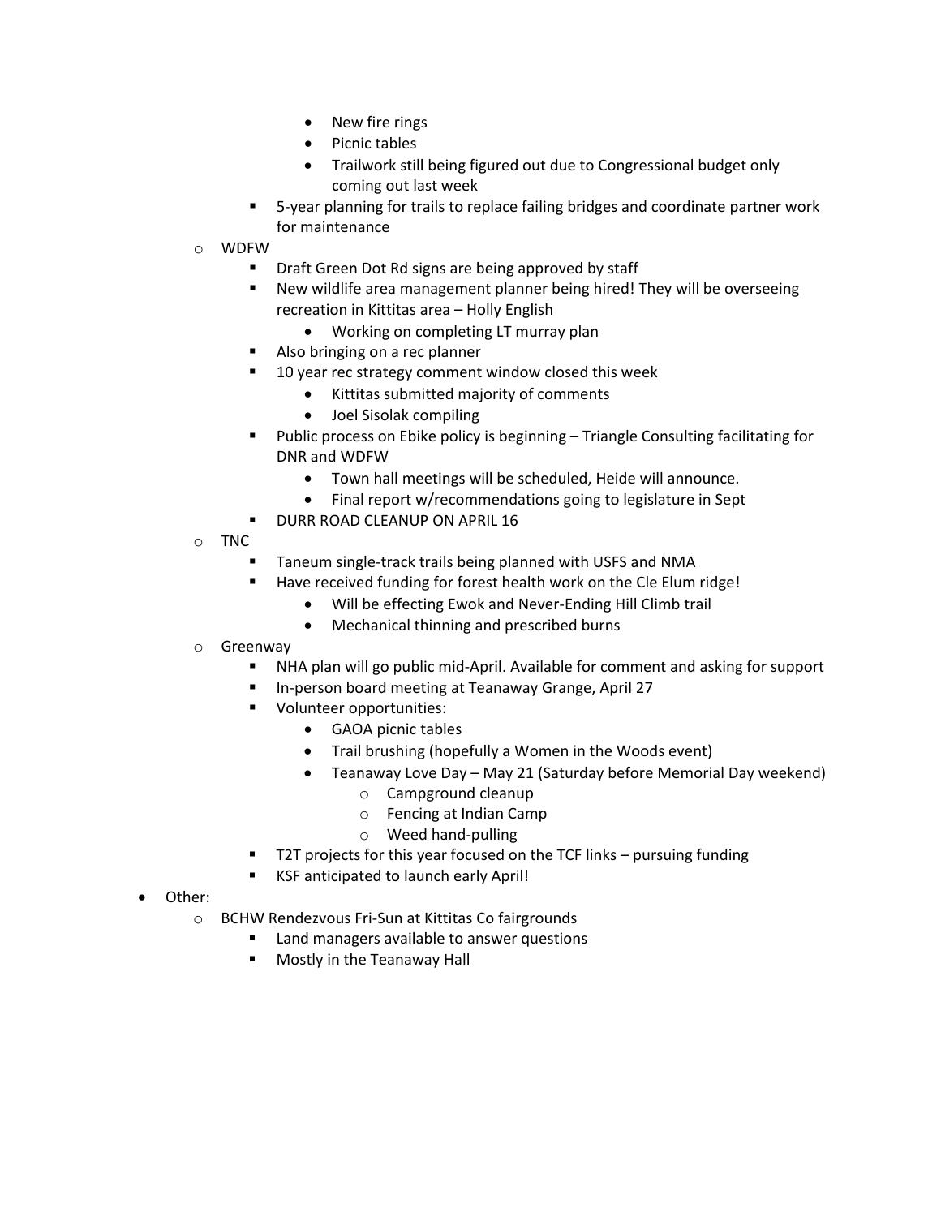- New fire rings
        - Picnic tables
        - Trailwork still being figured out due to Congressional budget only coming out last week
      - 5-year planning for trails to replace failing bridges and coordinate partner work for maintenance
  - WDFW
      - Draft Green Dot Rd signs are being approved by staff
      - New wildlife area management planner being hired! They will be overseeing recreation in Kittitas area – Holly English
        - Working on completing LT murray plan
      - Also bringing on a rec planner
      - 10 year rec strategy comment window closed this week
        - Kittitas submitted majority of comments
        - Joel Sisolak compiling
      - Public process on Ebike policy is beginning – Triangle Consulting facilitating for DNR and WDFW
        - Town hall meetings will be scheduled, Heide will announce.
        - Final report w/recommendations going to legislature in Sept
      - DURR ROAD CLEANUP ON APRIL 16
  - TNC
      - Taneum single-track trails being planned with USFS and NMA
      - Have received funding for forest health work on the Cle Elum ridge!
        - Will be effecting Ewok and Never-Ending Hill Climb trail
        - Mechanical thinning and prescribed burns
  - Greenway
      - NHA plan will go public mid-April. Available for comment and asking for support
      - In-person board meeting at Teanaway Grange, April 27
      - Volunteer opportunities:
        - GAOA picnic tables
        - Trail brushing (hopefully a Women in the Woods event)
        - Teanaway Love Day – May 21 (Saturday before Memorial Day weekend)
          - Campground cleanup
          - Fencing at Indian Camp
          - Weed hand-pulling
      - T2T projects for this year focused on the TCF links – pursuing funding
      - KSF anticipated to launch early April!
- Other:
  - BCHW Rendezvous Fri-Sun at Kittitas Co fairgrounds
      - Land managers available to answer questions
      - Mostly in the Teanaway Hall